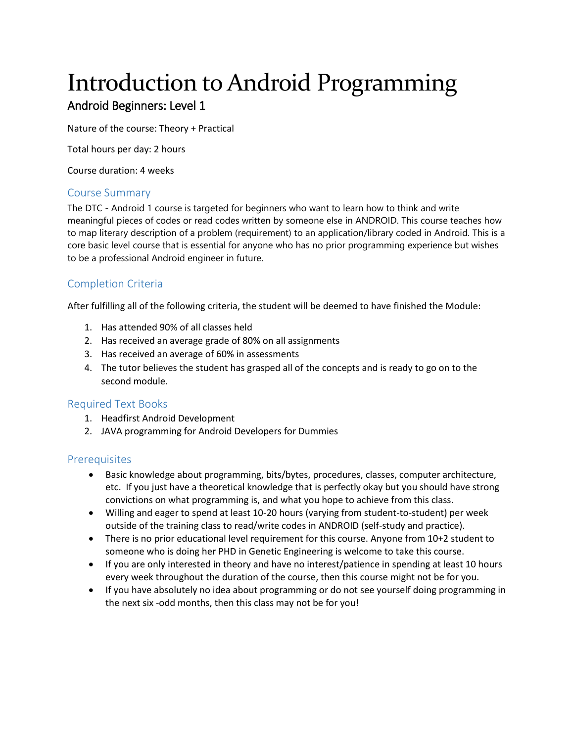# Introduction to Android Programming

## Android Beginners: Level 1

Nature of the course: Theory + Practical

Total hours per day: 2 hours

Course duration: 4 weeks

### Course Summary

The DTC - Android 1 course is targeted for beginners who want to learn how to think and write meaningful pieces of codes or read codes written by someone else in ANDROID. This course teaches how to map literary description of a problem (requirement) to an application/library coded in Android. This is a core basic level course that is essential for anyone who has no prior programming experience but wishes to be a professional Android engineer in future.

### Completion Criteria

After fulfilling all of the following criteria, the student will be deemed to have finished the Module:

1. Has attended 90% of all classes held
2. Has received an average grade of 80% on all assignments
3. Has received an average of 60% in assessments
4. The tutor believes the student has grasped all of the concepts and is ready to go on to the second module.

### Required Text Books

1. Headfirst Android Development
2. JAVA programming for Android Developers for Dummies

### Prerequisites

- Basic knowledge about programming, bits/bytes, procedures, classes, computer architecture, etc. If you just have a theoretical knowledge that is perfectly okay but you should have strong convictions on what programming is, and what you hope to achieve from this class.
- Willing and eager to spend at least 10-20 hours (varying from student-to-student) per week outside of the training class to read/write codes in ANDROID (self-study and practice).
- There is no prior educational level requirement for this course. Anyone from 10+2 student to someone who is doing her PHD in Genetic Engineering is welcome to take this course.
- If you are only interested in theory and have no interest/patience in spending at least 10 hours every week throughout the duration of the course, then this course might not be for you.
- If you have absolutely no idea about programming or do not see yourself doing programming in the next six -odd months, then this class may not be for you!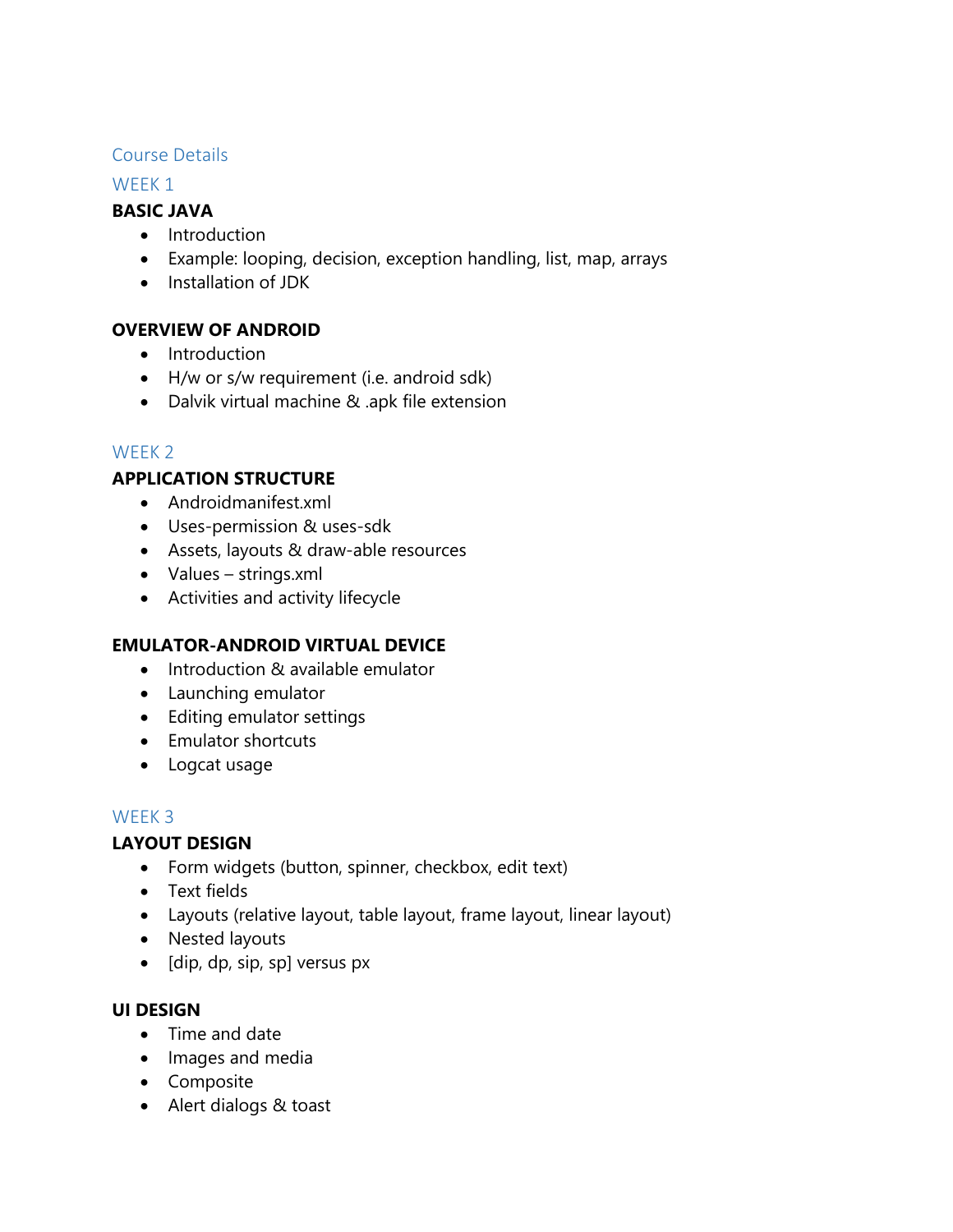## Course Details

### WEEK 1

**BASIC JAVA**

- Introduction
- Example: looping, decision, exception handling, list, map, arrays
- Installation of JDK

**OVERVIEW OF ANDROID**

- Introduction
- H/w or s/w requirement (i.e. android sdk)
- Dalvik virtual machine & .apk file extension

### WEEK 2

**APPLICATION STRUCTURE**

- Androidmanifest.xml
- Uses-permission & uses-sdk
- Assets, layouts & draw-able resources
- Values – strings.xml
- Activities and activity lifecycle

**EMULATOR-ANDROID VIRTUAL DEVICE**

- Introduction & available emulator
- Launching emulator
- Editing emulator settings
- Emulator shortcuts
- Logcat usage

### WEEK 3

**LAYOUT DESIGN**

- Form widgets (button, spinner, checkbox, edit text)
- Text fields
- Layouts (relative layout, table layout, frame layout, linear layout)
- Nested layouts
- [dip, dp, sip, sp] versus px

**UI DESIGN**

- Time and date
- Images and media
- Composite
- Alert dialogs & toast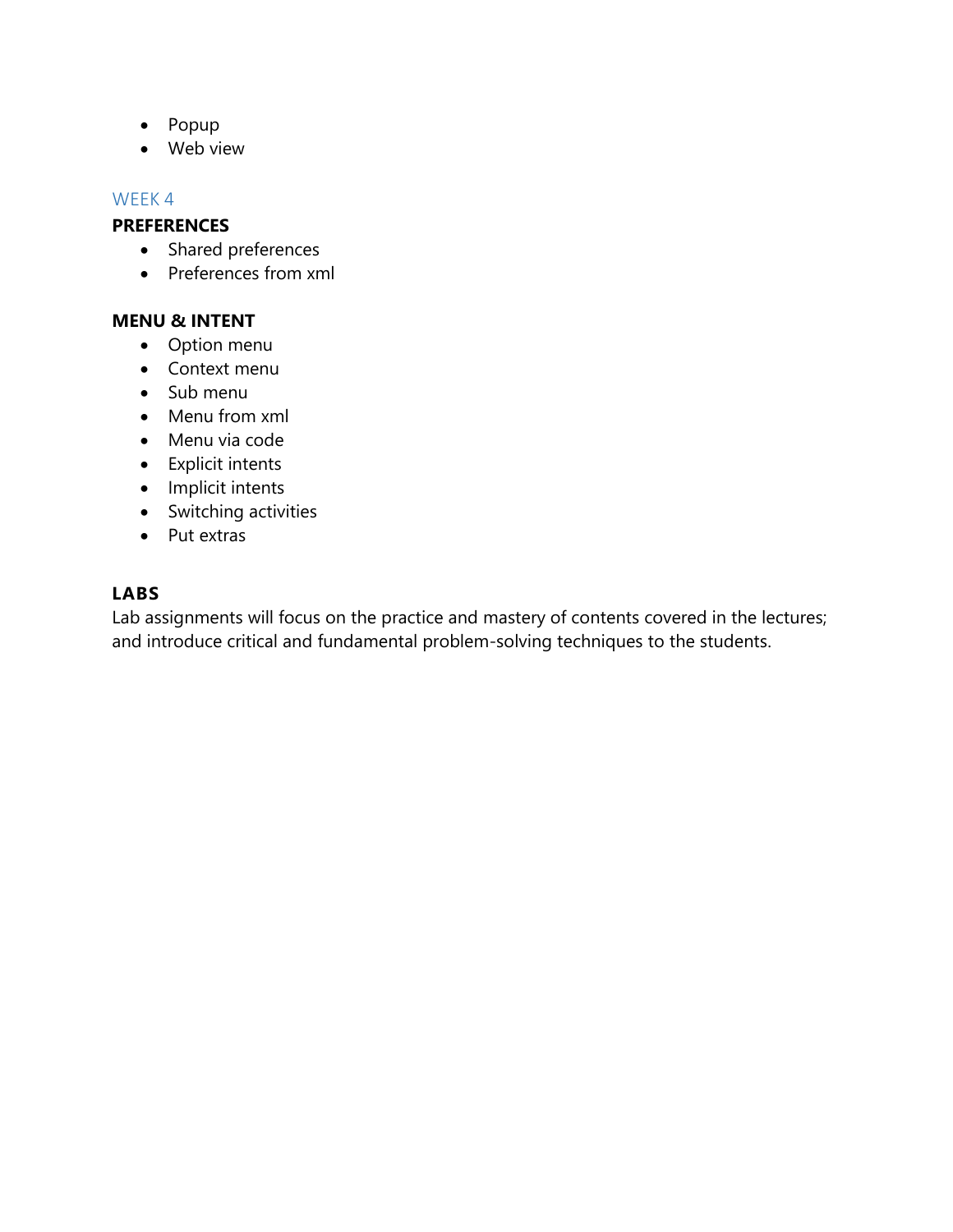- Popup
- Web view

## WEEK 4

**PREFERENCES**

- Shared preferences
- Preferences from xml

**MENU & INTENT**

- Option menu
- Context menu
- Sub menu
- Menu from xml
- Menu via code
- Explicit intents
- Implicit intents
- Switching activities
- Put extras

**LABS**

Lab assignments will focus on the practice and mastery of contents covered in the lectures; and introduce critical and fundamental problem-solving techniques to the students.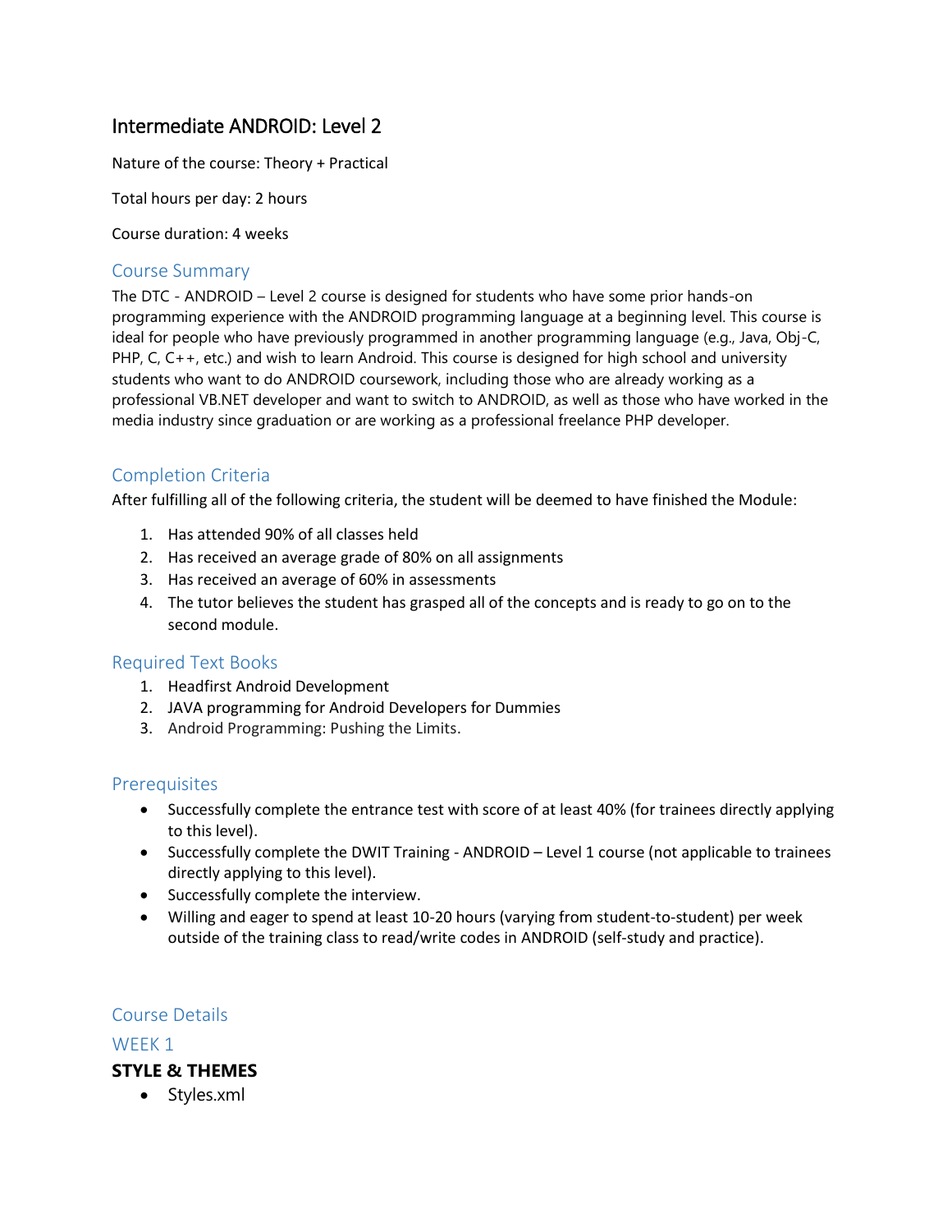# Intermediate ANDROID: Level 2

Nature of the course: Theory + Practical

Total hours per day: 2 hours

Course duration: 4 weeks

## Course Summary

The DTC - ANDROID – Level 2 course is designed for students who have some prior hands-on programming experience with the ANDROID programming language at a beginning level. This course is ideal for people who have previously programmed in another programming language (e.g., Java, Obj-C, PHP, C, C++, etc.) and wish to learn Android. This course is designed for high school and university students who want to do ANDROID coursework, including those who are already working as a professional VB.NET developer and want to switch to ANDROID, as well as those who have worked in the media industry since graduation or are working as a professional freelance PHP developer.

## Completion Criteria

After fulfilling all of the following criteria, the student will be deemed to have finished the Module:

1. Has attended 90% of all classes held
2. Has received an average grade of 80% on all assignments
3. Has received an average of 60% in assessments
4. The tutor believes the student has grasped all of the concepts and is ready to go on to the second module.

## Required Text Books

1. Headfirst Android Development
2. JAVA programming for Android Developers for Dummies
3. Android Programming: Pushing the Limits.

## Prerequisites

- Successfully complete the entrance test with score of at least 40% (for trainees directly applying to this level).
- Successfully complete the DWIT Training - ANDROID – Level 1 course (not applicable to trainees directly applying to this level).
- Successfully complete the interview.
- Willing and eager to spend at least 10-20 hours (varying from student-to-student) per week outside of the training class to read/write codes in ANDROID (self-study and practice).

## Course Details

### WEEK 1

**STYLE & THEMES**

- Styles.xml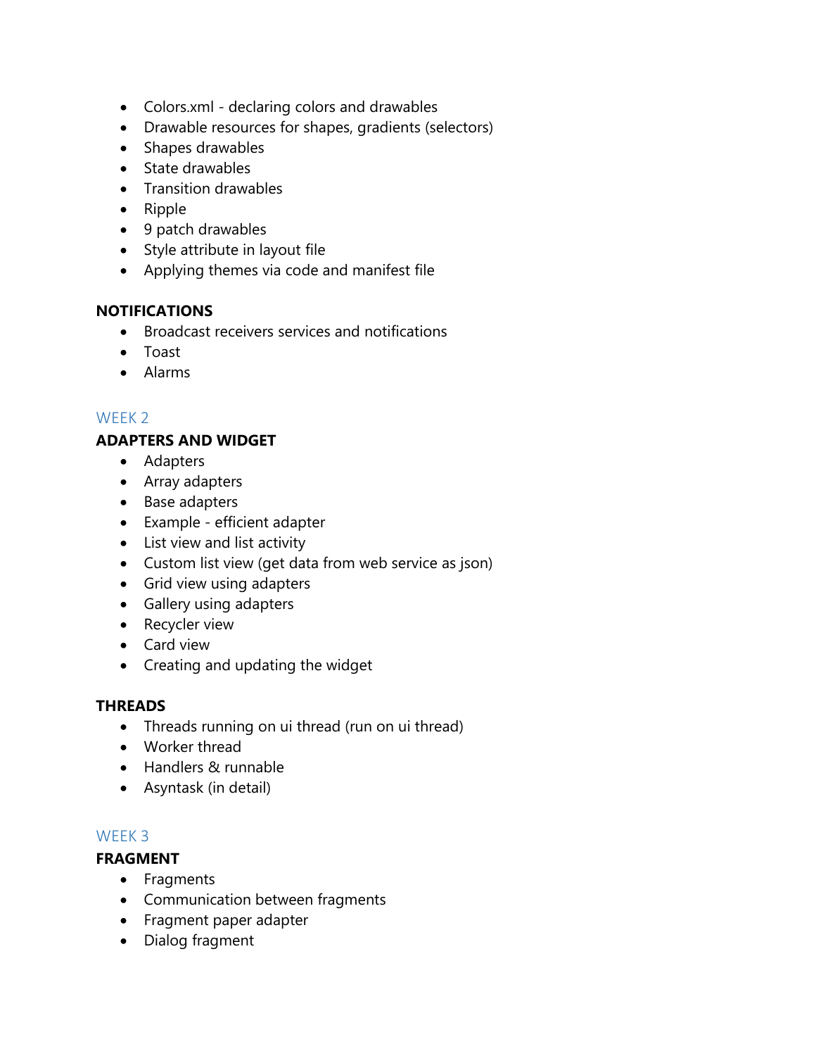- Colors.xml - declaring colors and drawables
- Drawable resources for shapes, gradients (selectors)
- Shapes drawables
- State drawables
- Transition drawables
- Ripple
- 9 patch drawables
- Style attribute in layout file
- Applying themes via code and manifest file

**NOTIFICATIONS**

- Broadcast receivers services and notifications
- Toast
- Alarms

## WEEK 2

**ADAPTERS AND WIDGET**

- Adapters
- Array adapters
- Base adapters
- Example - efficient adapter
- List view and list activity
- Custom list view (get data from web service as json)
- Grid view using adapters
- Gallery using adapters
- Recycler view
- Card view
- Creating and updating the widget

**THREADS**

- Threads running on ui thread (run on ui thread)
- Worker thread
- Handlers & runnable
- Asyntask (in detail)

## WEEK 3

**FRAGMENT**

- Fragments
- Communication between fragments
- Fragment paper adapter
- Dialog fragment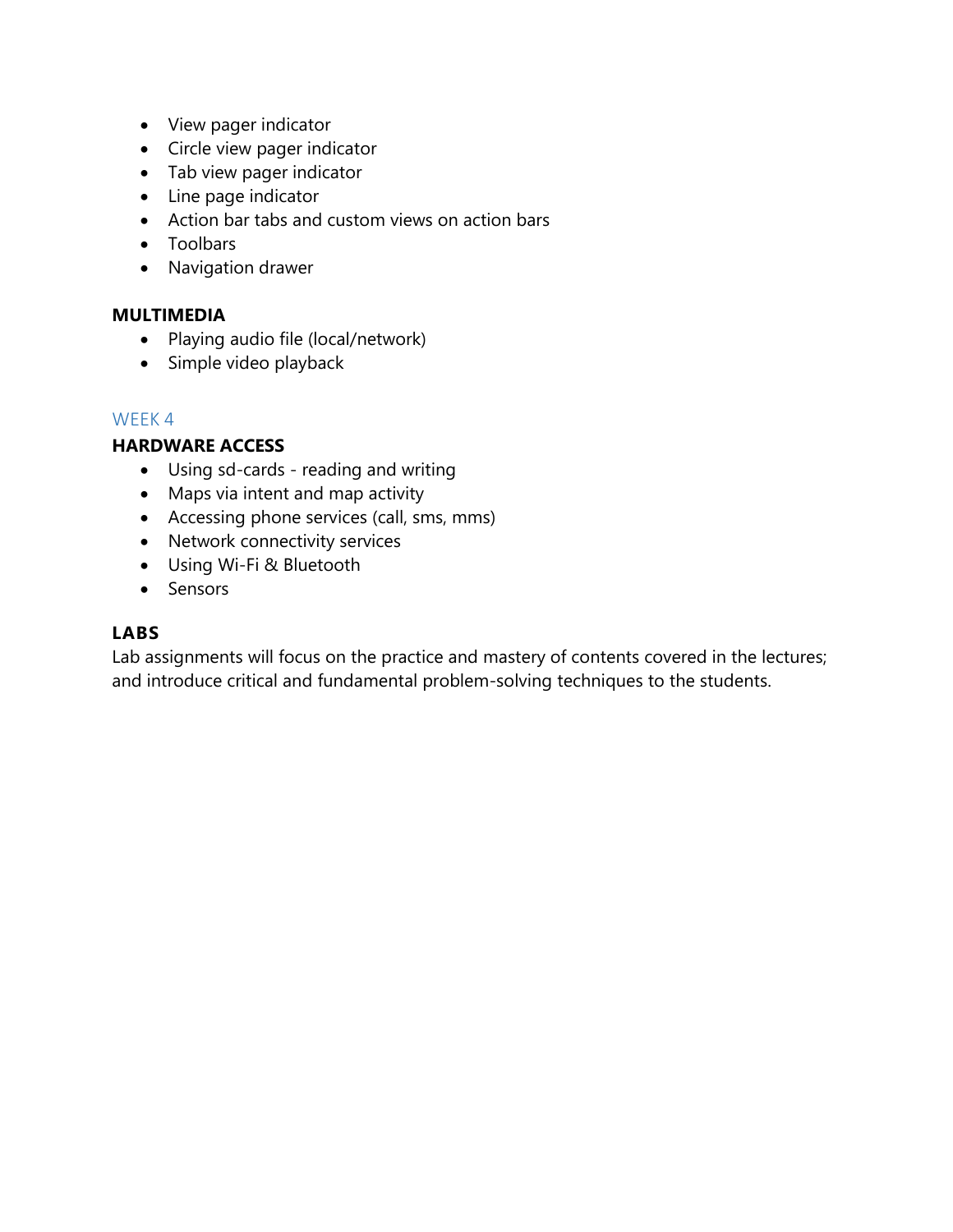- View pager indicator
- Circle view pager indicator
- Tab view pager indicator
- Line page indicator
- Action bar tabs and custom views on action bars
- Toolbars
- Navigation drawer

**MULTIMEDIA**

- Playing audio file (local/network)
- Simple video playback

### WEEK 4

**HARDWARE ACCESS**

- Using sd-cards - reading and writing
- Maps via intent and map activity
- Accessing phone services (call, sms, mms)
- Network connectivity services
- Using Wi-Fi & Bluetooth
- Sensors

**LABS**

Lab assignments will focus on the practice and mastery of contents covered in the lectures; and introduce critical and fundamental problem-solving techniques to the students.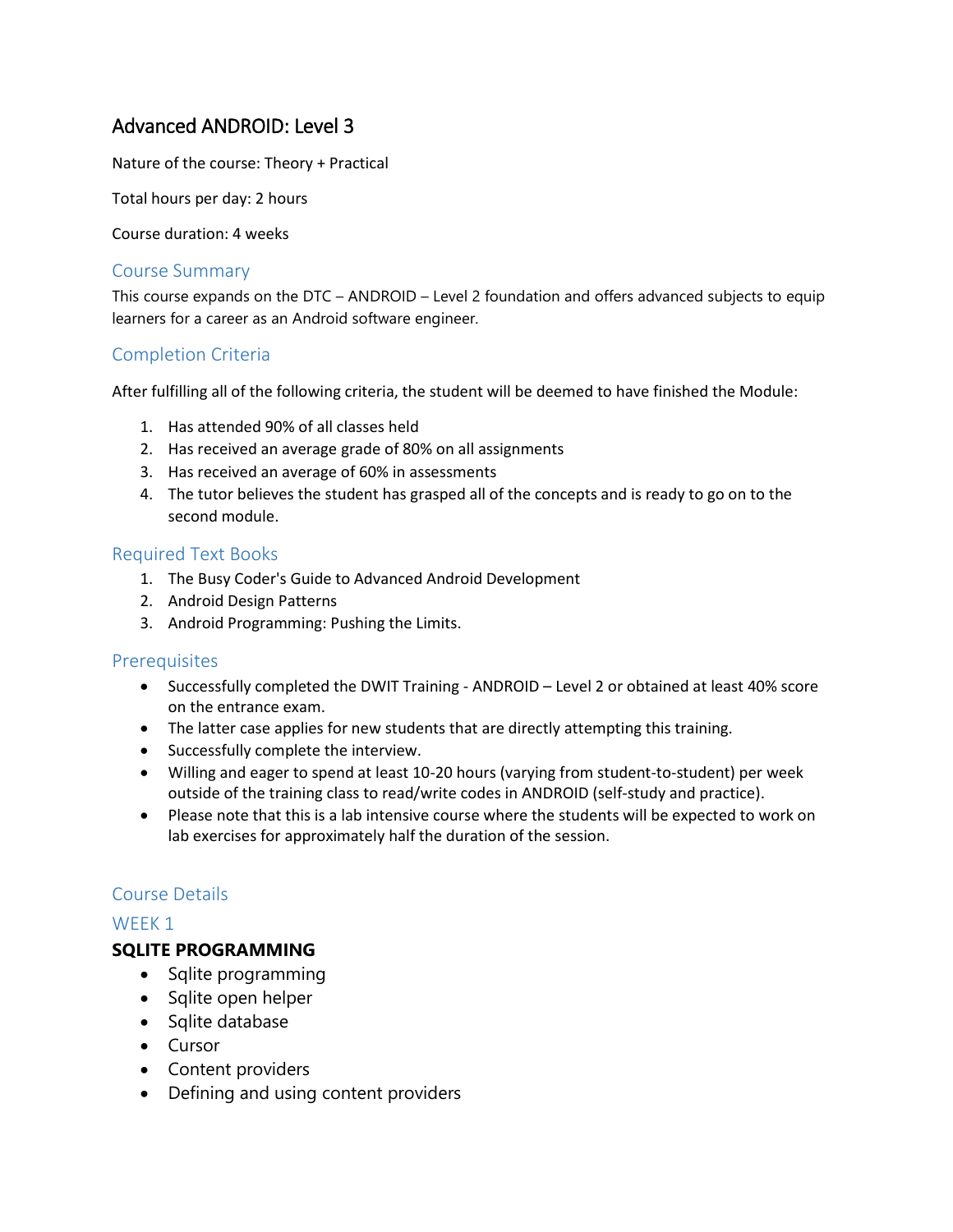# Advanced ANDROID: Level 3

Nature of the course: Theory + Practical

Total hours per day: 2 hours

Course duration: 4 weeks

## Course Summary

This course expands on the DTC – ANDROID – Level 2 foundation and offers advanced subjects to equip learners for a career as an Android software engineer.

## Completion Criteria

After fulfilling all of the following criteria, the student will be deemed to have finished the Module:

1. Has attended 90% of all classes held
2. Has received an average grade of 80% on all assignments
3. Has received an average of 60% in assessments
4. The tutor believes the student has grasped all of the concepts and is ready to go on to the second module.

## Required Text Books

1. The Busy Coder's Guide to Advanced Android Development
2. Android Design Patterns
3. Android Programming: Pushing the Limits.

## Prerequisites

- Successfully completed the DWIT Training - ANDROID – Level 2 or obtained at least 40% score on the entrance exam.
- The latter case applies for new students that are directly attempting this training.
- Successfully complete the interview.
- Willing and eager to spend at least 10-20 hours (varying from student-to-student) per week outside of the training class to read/write codes in ANDROID (self-study and practice).
- Please note that this is a lab intensive course where the students will be expected to work on lab exercises for approximately half the duration of the session.

## Course Details

### WEEK 1

**SQLITE PROGRAMMING**

- Sqlite programming
- Sqlite open helper
- Sqlite database
- Cursor
- Content providers
- Defining and using content providers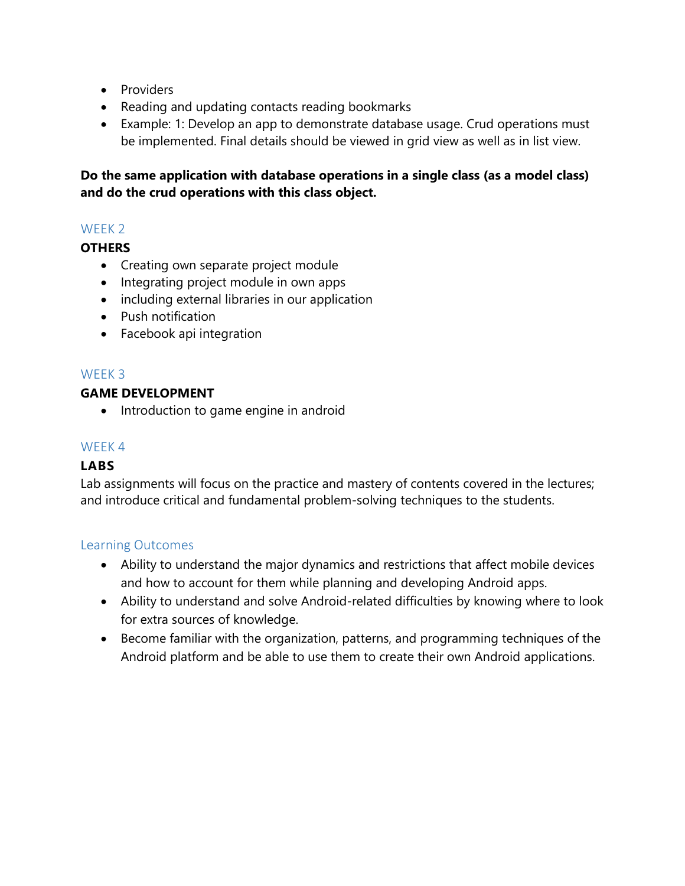- Providers
- Reading and updating contacts reading bookmarks
- Example: 1: Develop an app to demonstrate database usage. Crud operations must be implemented. Final details should be viewed in grid view as well as in list view.

**Do the same application with database operations in a single class (as a model class) and do the crud operations with this class object.**

## WEEK 2

**OTHERS**

- Creating own separate project module
- Integrating project module in own apps
- including external libraries in our application
- Push notification
- Facebook api integration

## WEEK 3

**GAME DEVELOPMENT**

- Introduction to game engine in android

## WEEK 4

**LABS**

Lab assignments will focus on the practice and mastery of contents covered in the lectures; and introduce critical and fundamental problem-solving techniques to the students.

## Learning Outcomes

- Ability to understand the major dynamics and restrictions that affect mobile devices and how to account for them while planning and developing Android apps.
- Ability to understand and solve Android-related difficulties by knowing where to look for extra sources of knowledge.
- Become familiar with the organization, patterns, and programming techniques of the Android platform and be able to use them to create their own Android applications.